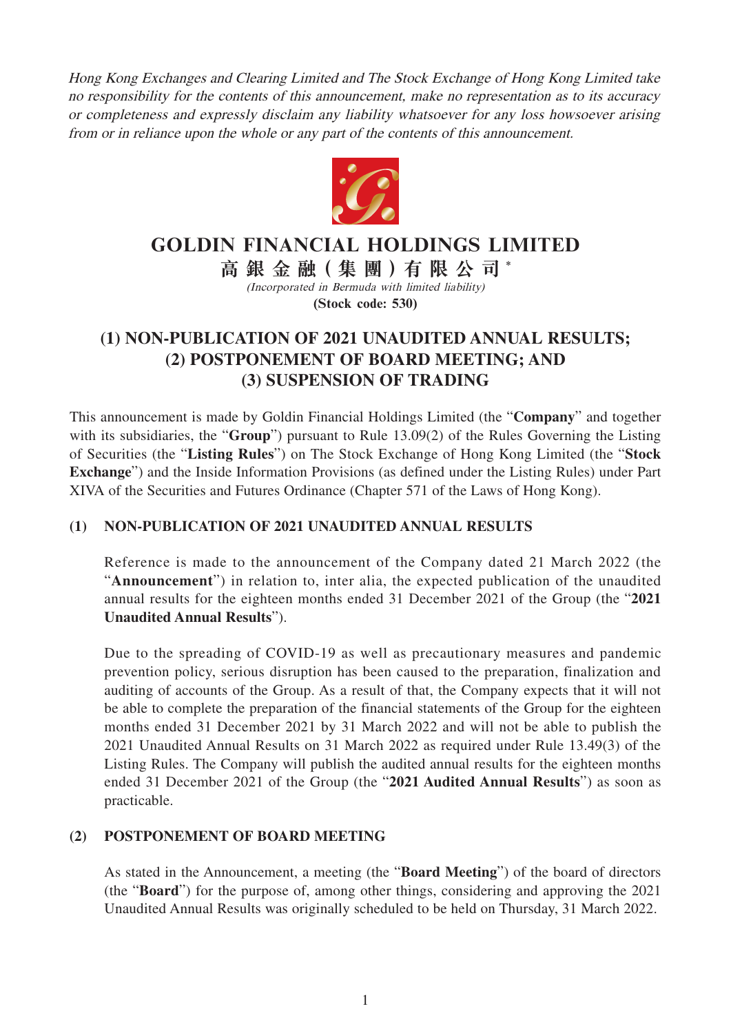*Hong Kong Exchanges and Clearing Limited and The Stock Exchange of Hong Kong Limited take no responsibility for the contents of this announcement, make no representation as to its accuracy or completeness and expressly disclaim any liability whatsoever for any loss howsoever arising from or in reliance upon the whole or any part of the contents of this announcement.*

# GOLDIN FINANCIAL HOLDINGS LIMITED

**高銀金融(集團)有限公司*** 

*(Incorporated in Bermuda with limited liability)*

**(Stock code: 530)**

# (1) NON-PUBLICATION OF 2021 UNAUDITED ANNUAL RESULTS; (2) POSTPONEMENT OF BOARD MEETING; AND (3) SUSPENSION OF TRADING

This announcement is made by Goldin Financial Holdings Limited (the "**Company**" and together with its subsidiaries, the "**Group**") pursuant to Rule 13.09(2) of the Rules Governing the Listing of Securities (the "**Listing Rules**") on The Stock Exchange of Hong Kong Limited (the "**Stock Exchange**") and the Inside Information Provisions (as defined under the Listing Rules) under Part XIVA of the Securities and Futures Ordinance (Chapter 571 of the Laws of Hong Kong).

## (1) NON-PUBLICATION OF 2021 UNAUDITED ANNUAL RESULTS

Reference is made to the announcement of the Company dated 21 March 2022 (the "**Announcement**") in relation to, inter alia, the expected publication of the unaudited annual results for the eighteen months ended 31 December 2021 of the Group (the "**2021 Unaudited Annual Results**").

Due to the spreading of COVID-19 as well as precautionary measures and pandemic prevention policy, serious disruption has been caused to the preparation, finalization and auditing of accounts of the Group. As a result of that, the Company expects that it will not be able to complete the preparation of the financial statements of the Group for the eighteen months ended 31 December 2021 by 31 March 2022 and will not be able to publish the 2021 Unaudited Annual Results on 31 March 2022 as required under Rule 13.49(3) of the Listing Rules. The Company will publish the audited annual results for the eighteen months ended 31 December 2021 of the Group (the "**2021 Audited Annual Results**") as soon as practicable.

## (2) POSTPONEMENT OF BOARD MEETING

As stated in the Announcement, a meeting (the "**Board Meeting**") of the board of directors (the "**Board**") for the purpose of, among other things, considering and approving the 2021 Unaudited Annual Results was originally scheduled to be held on Thursday, 31 March 2022.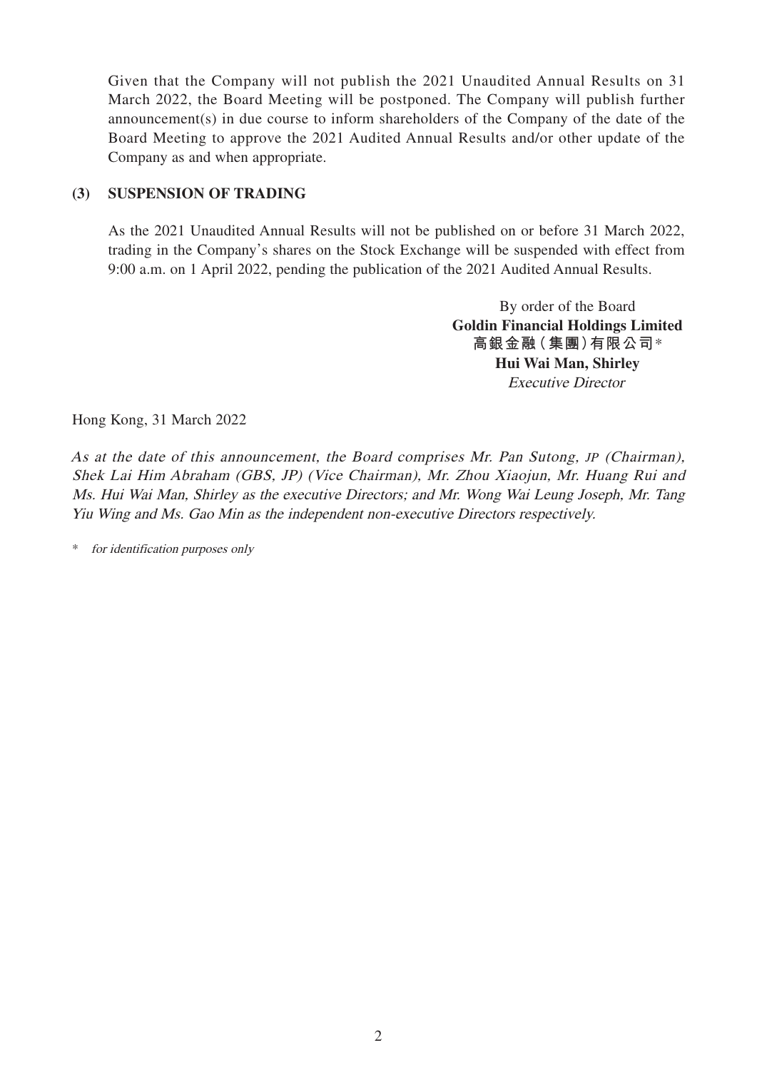Given that the Company will not publish the 2021 Unaudited Annual Results on 31 March 2022, the Board Meeting will be postponed. The Company will publish further announcement(s) in due course to inform shareholders of the Company of the date of the Board Meeting to approve the 2021 Audited Annual Results and/or other update of the Company as and when appropriate.

**(3) SUSPENSION OF TRADING**

As the 2021 Unaudited Annual Results will not be published on or before 31 March 2022, trading in the Company's shares on the Stock Exchange will be suspended with effect from 9:00 a.m. on 1 April 2022, pending the publication of the 2021 Audited Annual Results.

By order of the Board
**Goldin Financial Holdings Limited**
**高銀金融(集團)有限公司***
**Hui Wai Man, Shirley**
*Executive Director*

Hong Kong, 31 March 2022

*As at the date of this announcement, the Board comprises Mr. Pan Sutong, JP (Chairman), Shek Lai Him Abraham (GBS, JP) (Vice Chairman), Mr. Zhou Xiaojun, Mr. Huang Rui and Ms. Hui Wai Man, Shirley as the executive Directors; and Mr. Wong Wai Leung Joseph, Mr. Tang Yiu Wing and Ms. Gao Min as the independent non-executive Directors respectively.*

\* *for identification purposes only*